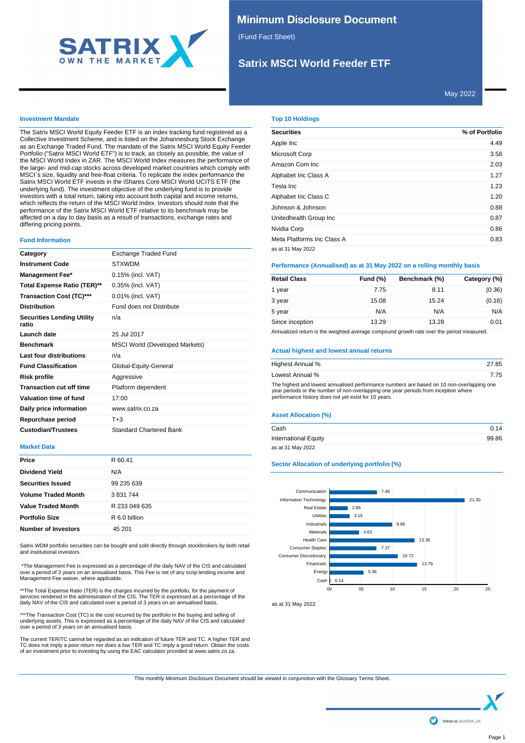# Minimum Disclosure Document

(Fund Fact Sheet)

## Satrix MSCI World Feeder ETF

May 2022

### Investment Mandate

The Satrix MSCI World Equity Feeder ETF is an index tracking fund registered as a Collective Investment Scheme, and is listed on the Johannesburg Stock Exchange as an Exchange Traded Fund. The mandate of the Satrix MSCI World Equity Feeder Portfolio ("Satrix MSCI World ETF") is to track, as closely as possible, the value of the MSCI World Index in ZAR. The MSCI World Index measures the performance of the large- and mid-cap stocks across developed market countries which comply with MSCI`s size, liquidity and free-float criteria. To replicate the index performance the Satrix MSCI World ETF invests in the iShares Core MSCI World UCITS ETF (the underlying fund). The investment objective of the underlying fund is to provide investors with a total return, taking into account both capital and income returns, which reflects the return of the MSCI World Index. Investors should note that the performance of the Satrix MSCI World ETF relative to its benchmark may be affected on a day to day basis as a result of transactions, exchange rates and differing pricing points.

### Fund Information

| | |
|---|---|
| **Category** | Exchange Traded Fund |
| **Instrument Code** | STXWDM |
| **Management Fee*** | 0.15% (incl. VAT) |
| **Total Expense Ratio (TER)**** | 0.35% (incl. VAT) |
| **Transaction Cost (TC)***** | 0.01% (incl. VAT) |
| **Distribution** | Fund does not Distribute |
| **Securities Lending Utility ratio** | n/a |
| **Launch date** | 25 Jul 2017 |
| **Benchmark** | MSCI World (Developed Markets) |
| **Last four distributions** | n/a |
| **Fund Classification** | Global-Equity-General |
| **Risk profile** | Aggressive |
| **Transaction cut off time** | Platform dependent |
| **Valuation time of fund** | 17:00 |
| **Daily price information** | www.satrix.co.za |
| **Repurchase period** | T+3 |
| **Custodian/Trustees** | Standard Chartered Bank |

### Market Data

| | |
|---|---|
| **Price** | R 60.41 |
| **Dividend Yield** | N/A |
| **Securities Issued** | 99 235 639 |
| **Volume Traded Month** | 3 831 744 |
| **Value Traded Month** | R 233 049 635 |
| **Portfolio Size** | R 6.0 billion |
| **Number of Investors** | 45 201 |

Satrix WDM portfolio securities can be bought and sold directly through stockbrokers by both retail and institutional investors.

*The Management Fee is expressed as a percentage of the daily NAV of the CIS and calculated over a period of 3 years on an annualised basis. This Fee is net of any scrip lending income and Management Fee waiver, where applicable.

**The Total Expense Ratio (TER) is the charges incurred by the portfolio, for the payment of services rendered in the administration of the CIS. The TER is expressed as a percentage of the daily NAV of the CIS and calculated over a period of 3 years on an annualised basis.

***The Transaction Cost (TC) is the cost incurred by the portfolio in the buying and selling of underlying assets. This is expressed as a percentage of the daily NAV of the CIS and calculated over a period of 3 years on an annualised basis.

The current TER/TC cannot be regarded as an indication of future TER and TC. A higher TER and TC does not imply a poor return nor does a low TER and TC imply a good return. Obtain the costs of an investment prior to investing by using the EAC calculator provided at www.satrix.co.za.

### Top 10 Holdings

| Securities | % of Portfolio |
|---|---|
| Apple Inc | 4.49 |
| Microsoft Corp | 3.58 |
| Amazon Com Inc | 2.03 |
| Alphabet Inc Class A | 1.27 |
| Tesla Inc | 1.23 |
| Alphabet Inc Class C | 1.20 |
| Johnson & Johnson | 0.88 |
| Unitedhealth Group Inc | 0.87 |
| Nvidia Corp | 0.86 |
| Meta Platforms Inc Class A | 0.83 |

as at 31 May 2022

### Performance (Annualised) as at 31 May 2022 on a rolling monthly basis

| Retail Class | Fund (%) | Benchmark (%) | Category (%) |
|---|---|---|---|
| 1 year | 7.75 | 8.11 | (0.36) |
| 3 year | 15.08 | 15.24 | (0.16) |
| 5 year | N/A | N/A | N/A |
| Since inception | 13.29 | 13.28 | 0.01 |

Annualized return is the weighted average compound growth rate over the period measured.

### Actual highest and lowest annual returns

| | |
|---|---|
| Highest Annual % | 27.85 |
| Lowest Annual % | 7.75 |

The highest and lowest annualised performance numbers are based on 10 non-overlapping one year periods or the number of non-overlapping one year periods from inception where performance history does not yet exist for 10 years.

### Asset Allocation (%)

| | |
|---|---|
| Cash | 0.14 |
| International Equity | 99.86 |

as at 31 May 2022

### Sector Allocation of underlying portfolio (%)

| Sector | % |
|---|---|
| Communication | 7.46 |
| Information Technology | 21.30 |
| Real Estate | 2.86 |
| Utilities | 3.15 |
| Industrials | 9.86 |
| Materials | 4.63 |
| Health Care | 13.36 |
| Consumer Staples | 7.37 |
| Consumer Discretionary | 10.72 |
| Financials | 13.79 |
| Energy | 5.36 |
| Cash | 0.14 |

as at 31 May 2022

This monthly Minimum Disclosure Document should be viewed in conjunction with the Glossary Terms Sheet.

follow us @SATRIX_SA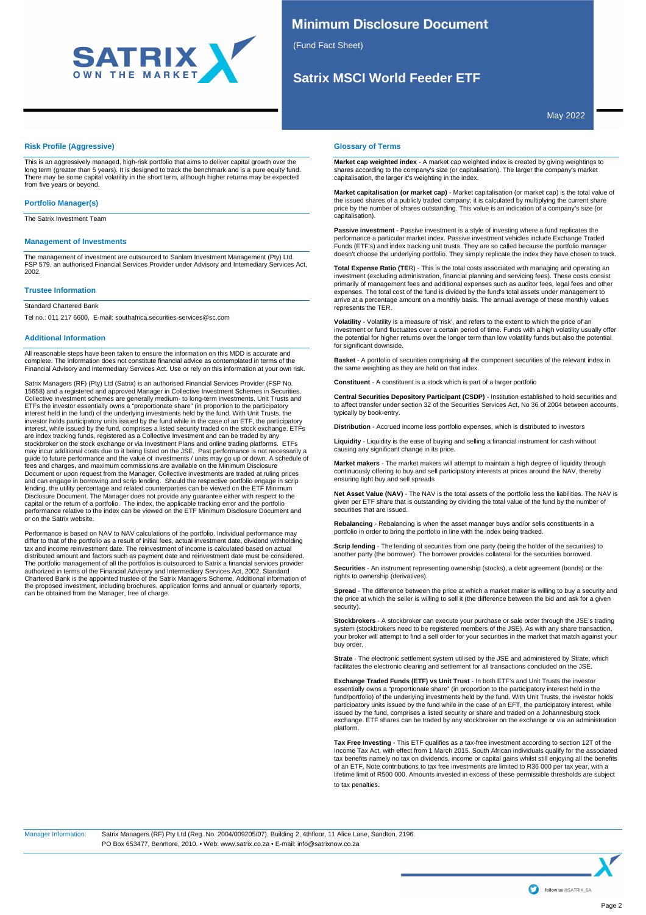# Minimum Disclosure Document

(Fund Fact Sheet)

## Satrix MSCI World Feeder ETF

May 2022

### Risk Profile (Aggressive)

This is an aggressively managed, high-risk portfolio that aims to deliver capital growth over the long term (greater than 5 years). It is designed to track the benchmark and is a pure equity fund. There may be some capital volatility in the short term, although higher returns may be expected from five years or beyond.

### Portfolio Manager(s)

The Satrix Investment Team

### Management of Investments

The management of investment are outsourced to Sanlam Investment Management (Pty) Ltd. FSP 579, an authorised Financial Services Provider under Advisory and Intemediary Services Act, 2002.

### Trustee Information

Standard Chartered Bank

Tel no.: 011 217 6600, E-mail: southafrica.securities-services@sc.com

### Additional Information

All reasonable steps have been taken to ensure the information on this MDD is accurate and complete. The information does not constitute financial advice as contemplated in terms of the Financial Advisory and Intermediary Services Act. Use or rely on this information at your own risk.

Satrix Managers (RF) (Pty) Ltd (Satrix) is an authorised Financial Services Provider (FSP No. 15658) and a registered and approved Manager in Collective Investment Schemes in Securities. Collective investment schemes are generally medium- to long-term investments. Unit Trusts and ETFs the investor essentially owns a "proportionate share" (in proportion to the participatory interest held in the fund) of the underlying investments held by the fund. With Unit Trusts, the investor holds participatory units issued by the fund while in the case of an ETF, the participatory interest, while issued by the fund, comprises a listed security traded on the stock exchange. ETFs are index tracking funds, registered as a Collective Investment and can be traded by any stockbroker on the stock exchange or via Investment Plans and online trading platforms. ETFs may incur additional costs due to it being listed on the JSE. Past performance is not necessarily a guide to future performance and the value of investments / units may go up or down. A schedule of fees and charges, and maximum commissions are available on the Minimum Disclosure Document or upon request from the Manager. Collective investments are traded at ruling prices and can engage in borrowing and scrip lending. Should the respective portfolio engage in scrip lending, the utility percentage and related counterparties can be viewed on the ETF Minimum Disclosure Document. The Manager does not provide any guarantee either with respect to the capital or the return of a portfolio. The index, the applicable tracking error and the portfolio performance relative to the index can be viewed on the ETF Minimum Disclosure Document and or on the Satrix website.

Performance is based on NAV to NAV calculations of the portfolio. Individual performance may differ to that of the portfolio as a result of initial fees, actual investment date, dividend withholding tax and income reinvestment date. The reinvestment of income is calculated based on actual distributed amount and factors such as payment date and reinvestment date must be considered. The portfolio management of all the portfolios is outsourced to Satrix a financial services provider authorized in terms of the Financial Advisory and Intermediary Services Act, 2002. Standard Chartered Bank is the appointed trustee of the Satrix Managers Scheme. Additional information of the proposed investment, including brochures, application forms and annual or quarterly reports, can be obtained from the Manager, free of charge.

### Glossary of Terms

**Market cap weighted index** - A market cap weighted index is created by giving weightings to shares according to the company's size (or capitalisation). The larger the company's market capitalisation, the larger it's weighting in the index.

**Market capitalisation (or market cap)** - Market capitalisation (or market cap) is the total value of the issued shares of a publicly traded company; it is calculated by multiplying the current share price by the number of shares outstanding. This value is an indication of a company's size (or capitalisation).

**Passive investment** - Passive investment is a style of investing where a fund replicates the performance a particular market index. Passive investment vehicles include Exchange Traded Funds (ETF's) and index tracking unit trusts. They are so called because the portfolio manager doesn't choose the underlying portfolio. They simply replicate the index they have chosen to track.

**Total Expense Ratio (TER)** - This is the total costs associated with managing and operating an investment (excluding administration, financial planning and servicing fees). These costs consist primarily of management fees and additional expenses such as auditor fees, legal fees and other expenses. The total cost of the fund is divided by the fund's total assets under management to arrive at a percentage amount on a monthly basis. The annual average of these monthly values represents the TER.

**Volatility** - Volatility is a measure of 'risk', and refers to the extent to which the price of an investment or fund fluctuates over a certain period of time. Funds with a high volatility usually offer the potential for higher returns over the longer term than low volatility funds but also the potential for significant downside.

**Basket** - A portfolio of securities comprising all the component securities of the relevant index in the same weighting as they are held on that index.

**Constituent** - A constituent is a stock which is part of a larger portfolio

**Central Securities Depository Participant (CSDP)** - Institution established to hold securities and to affect transfer under section 32 of the Securities Services Act, No 36 of 2004 between accounts, typically by book-entry.

**Distribution** - Accrued income less portfolio expenses, which is distributed to investors

**Liquidity** - Liquidity is the ease of buying and selling a financial instrument for cash without causing any significant change in its price.

**Market makers** - The market makers will attempt to maintain a high degree of liquidity through continuously offering to buy and sell participatory interests at prices around the NAV, thereby ensuring tight buy and sell spreads

**Net Asset Value (NAV)** - The NAV is the total assets of the portfolio less the liabilities. The NAV is given per ETF share that is outstanding by dividing the total value of the fund by the number of securities that are issued.

**Rebalancing** - Rebalancing is when the asset manager buys and/or sells constituents in a portfolio in order to bring the portfolio in line with the index being tracked.

**Scrip lending** - The lending of securities from one party (being the holder of the securities) to another party (the borrower). The borrower provides collateral for the securities borrowed.

**Securities** - An instrument representing ownership (stocks), a debt agreement (bonds) or the rights to ownership (derivatives).

**Spread** - The difference between the price at which a market maker is willing to buy a security and the price at which the seller is willing to sell it (the difference between the bid and ask for a given security).

**Stockbrokers** - A stockbroker can execute your purchase or sale order through the JSE's trading system (stockbrokers need to be registered members of the JSE). As with any share transaction, your broker will attempt to find a sell order for your securities in the market that match against your buy order.

**Strate** - The electronic settlement system utilised by the JSE and administered by Strate, which facilitates the electronic clearing and settlement for all transactions concluded on the JSE.

**Exchange Traded Funds (ETF) vs Unit Trust** - In both ETF's and Unit Trusts the investor essentially owns a "proportionate share" (in proportion to the participatory interest held in the fund/portfolio) of the underlying investments held by the fund. With Unit Trusts, the investor holds participatory units issued by the fund while in the case of an EFT, the participatory interest, while issued by the fund, comprises a listed security or share and traded on a Johannesburg stock exchange. ETF shares can be traded by any stockbroker on the exchange or via an administration platform.

**Tax Free Investing** - This ETF qualifies as a tax-free investment according to section 12T of the Income Tax Act, with effect from 1 March 2015. South African individuals qualify for the associated tax benefits namely no tax on dividends, income or capital gains whilst still enjoying all the benefits of an ETF. Note contributions to tax free investments are limited to R36 000 per tax year, with a lifetime limit of R500 000. Amounts invested in excess of these permissible thresholds are subject to tax penalties.

Manager Information: Satrix Managers (RF) Pty Ltd (Reg. No. 2004/009205/07). Building 2, 4thfloor, 11 Alice Lane, Sandton, 2196. PO Box 653477, Benmore, 2010. • Web: www.satrix.co.za • E-mail: info@satrixnow.co.za

follow us @SATRIX_SA